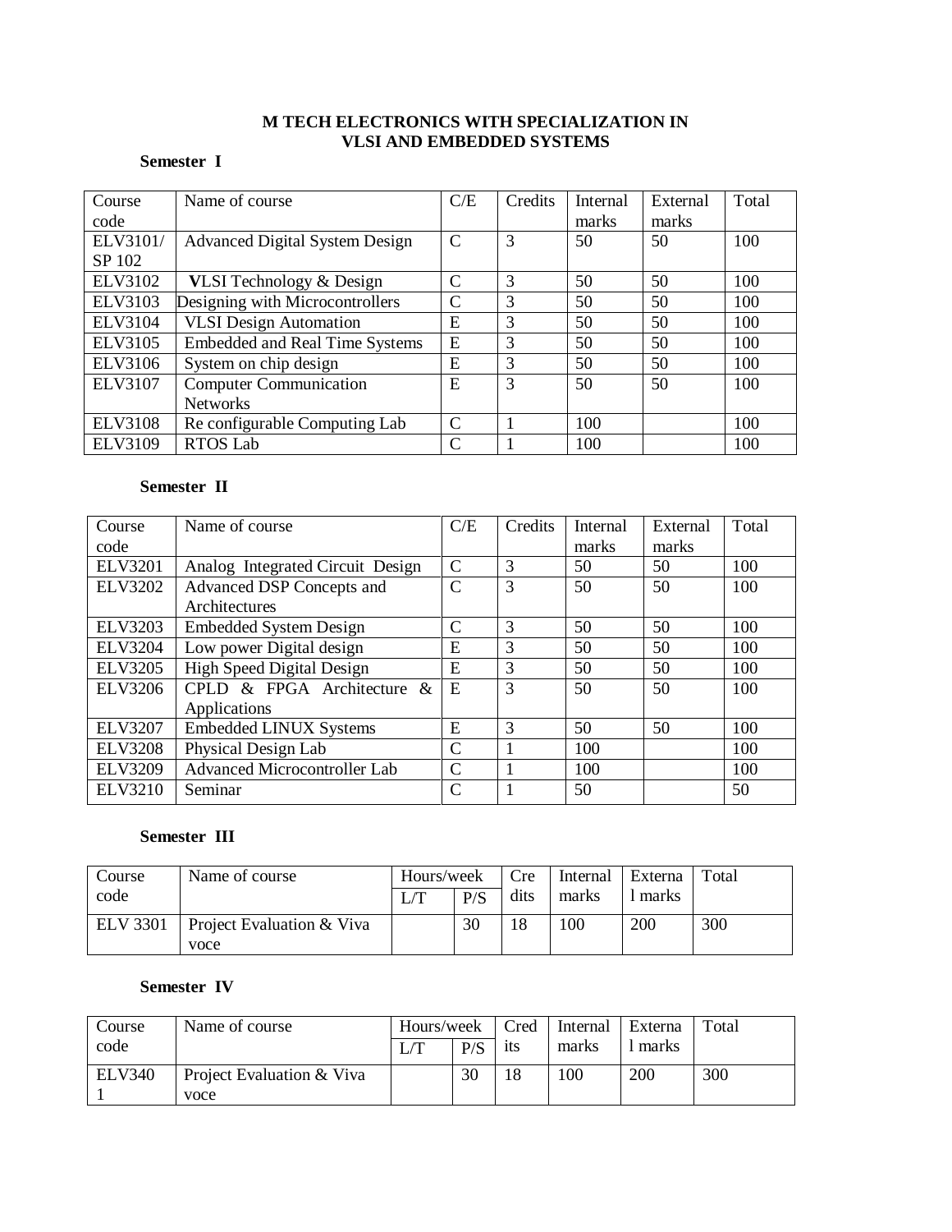# M TECH ELECTRONICS WITH SPECIALIZATION IN VLSI AND EMBEDDED SYSTEMS

**Semester I**

| Course code | Name of course | C/E | Credits | Internal marks | External marks | Total |
|---|---|---|---|---|---|---|
| ELV3101/ SP 102 | Advanced Digital System Design | C | 3 | 50 | 50 | 100 |
| ELV3102 | VLSI Technology & Design | C | 3 | 50 | 50 | 100 |
| ELV3103 | Designing with Microcontrollers | C | 3 | 50 | 50 | 100 |
| ELV3104 | VLSI Design Automation | E | 3 | 50 | 50 | 100 |
| ELV3105 | Embedded and Real Time Systems | E | 3 | 50 | 50 | 100 |
| ELV3106 | System on chip design | E | 3 | 50 | 50 | 100 |
| ELV3107 | Computer Communication Networks | E | 3 | 50 | 50 | 100 |
| ELV3108 | Re configurable Computing Lab | C | 1 | 100 | | 100 |
| ELV3109 | RTOS Lab | C | 1 | 100 | | 100 |

**Semester II**

| Course code | Name of course | C/E | Credits | Internal marks | External marks | Total |
|---|---|---|---|---|---|---|
| ELV3201 | Analog Integrated Circuit Design | C | 3 | 50 | 50 | 100 |
| ELV3202 | Advanced DSP Concepts and Architectures | C | 3 | 50 | 50 | 100 |
| ELV3203 | Embedded System Design | C | 3 | 50 | 50 | 100 |
| ELV3204 | Low power Digital design | E | 3 | 50 | 50 | 100 |
| ELV3205 | High Speed Digital Design | E | 3 | 50 | 50 | 100 |
| ELV3206 | CPLD & FPGA Architecture & Applications | E | 3 | 50 | 50 | 100 |
| ELV3207 | Embedded LINUX Systems | E | 3 | 50 | 50 | 100 |
| ELV3208 | Physical Design Lab | C | 1 | 100 | | 100 |
| ELV3209 | Advanced Microcontroller Lab | C | 1 | 100 | | 100 |
| ELV3210 | Seminar | C | 1 | 50 | | 50 |

**Semester III**

| Course code | Name of course | Hours/week | | Credits | Internal marks | External marks | Total |
|---|---|---|---|---|---|---|---|
| | | L/T | P/S | | | | |
| ELV 3301 | Project Evaluation & Viva voce | | 30 | 18 | 100 | 200 | 300 |

**Semester IV**

| Course code | Name of course | Hours/week | | Credits | Internal marks | External marks | Total |
|---|---|---|---|---|---|---|---|
| | | L/T | P/S | | | | |
| ELV3401 | Project Evaluation & Viva voce | | 30 | 18 | 100 | 200 | 300 |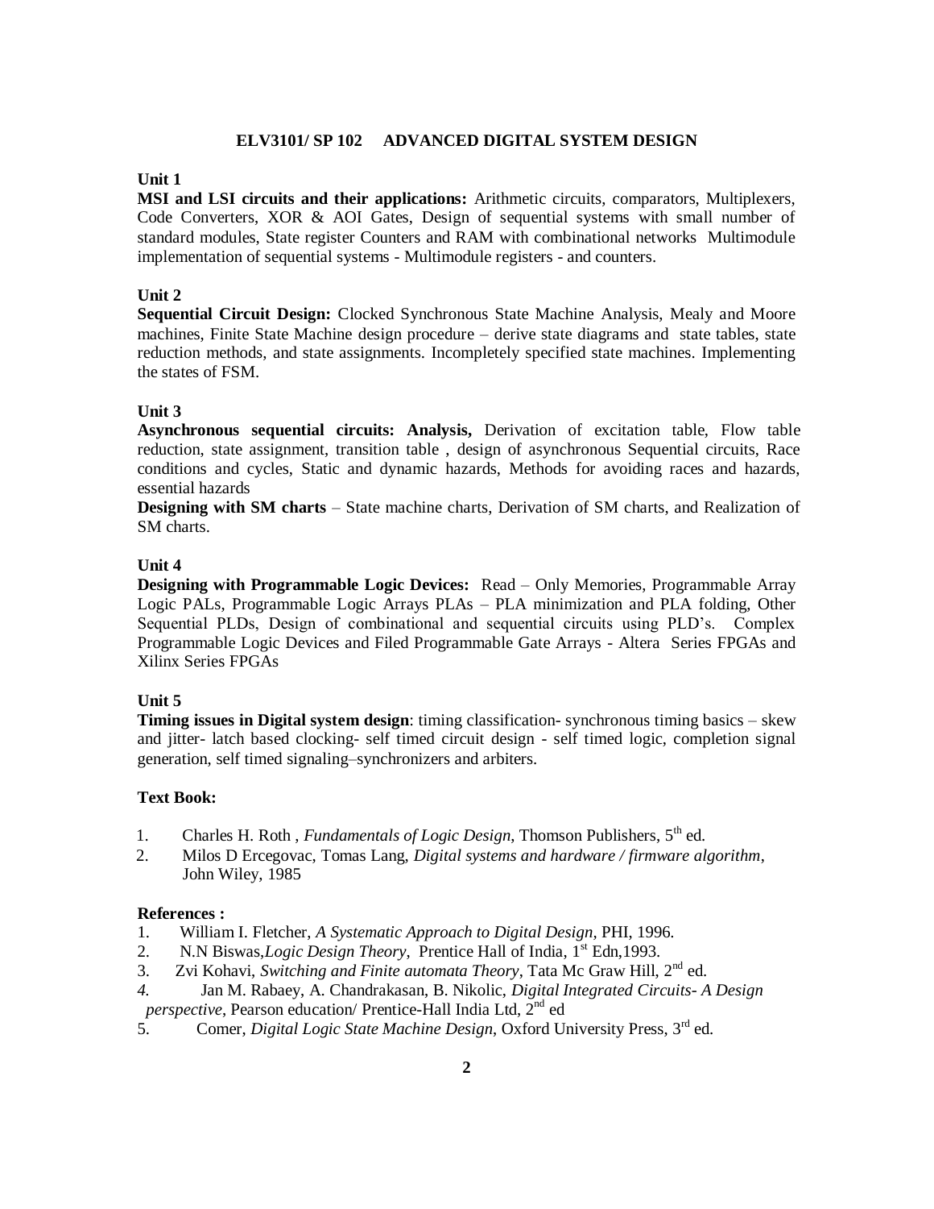## ELV3101/ SP 102 ADVANCED DIGITAL SYSTEM DESIGN

**Unit 1**

**MSI and LSI circuits and their applications:** Arithmetic circuits, comparators, Multiplexers, Code Converters, XOR & AOI Gates, Design of sequential systems with small number of standard modules, State register Counters and RAM with combinational networks Multimodule implementation of sequential systems - Multimodule registers - and counters.

**Unit 2**

**Sequential Circuit Design:** Clocked Synchronous State Machine Analysis, Mealy and Moore machines, Finite State Machine design procedure – derive state diagrams and state tables, state reduction methods, and state assignments. Incompletely specified state machines. Implementing the states of FSM.

**Unit 3**

**Asynchronous sequential circuits: Analysis,** Derivation of excitation table, Flow table reduction, state assignment, transition table , design of asynchronous Sequential circuits, Race conditions and cycles, Static and dynamic hazards, Methods for avoiding races and hazards, essential hazards

**Designing with SM charts** – State machine charts, Derivation of SM charts, and Realization of SM charts.

**Unit 4**

**Designing with Programmable Logic Devices:** Read – Only Memories, Programmable Array Logic PALs, Programmable Logic Arrays PLAs – PLA minimization and PLA folding, Other Sequential PLDs, Design of combinational and sequential circuits using PLD's. Complex Programmable Logic Devices and Filed Programmable Gate Arrays - Altera Series FPGAs and Xilinx Series FPGAs

**Unit 5**

**Timing issues in Digital system design**: timing classification- synchronous timing basics – skew and jitter- latch based clocking- self timed circuit design - self timed logic, completion signal generation, self timed signaling–synchronizers and arbiters.

**Text Book:**

1. Charles H. Roth , *Fundamentals of Logic Design*, Thomson Publishers, 5th ed.
2. Milos D Ercegovac, Tomas Lang, *Digital systems and hardware / firmware algorithm*, John Wiley, 1985

**References :**

1. William I. Fletcher, *A Systematic Approach to Digital Design*, PHI, 1996.
2. N.N Biswas,*Logic Design Theory*, Prentice Hall of India, 1st Edn,1993.
3. Zvi Kohavi, *Switching and Finite automata Theory*, Tata Mc Graw Hill, 2nd ed.
4. Jan M. Rabaey, A. Chandrakasan, B. Nikolic, *Digital Integrated Circuits- A Design perspective*, Pearson education/ Prentice-Hall India Ltd, 2nd ed
5. Comer, *Digital Logic State Machine Design*, Oxford University Press, 3rd ed.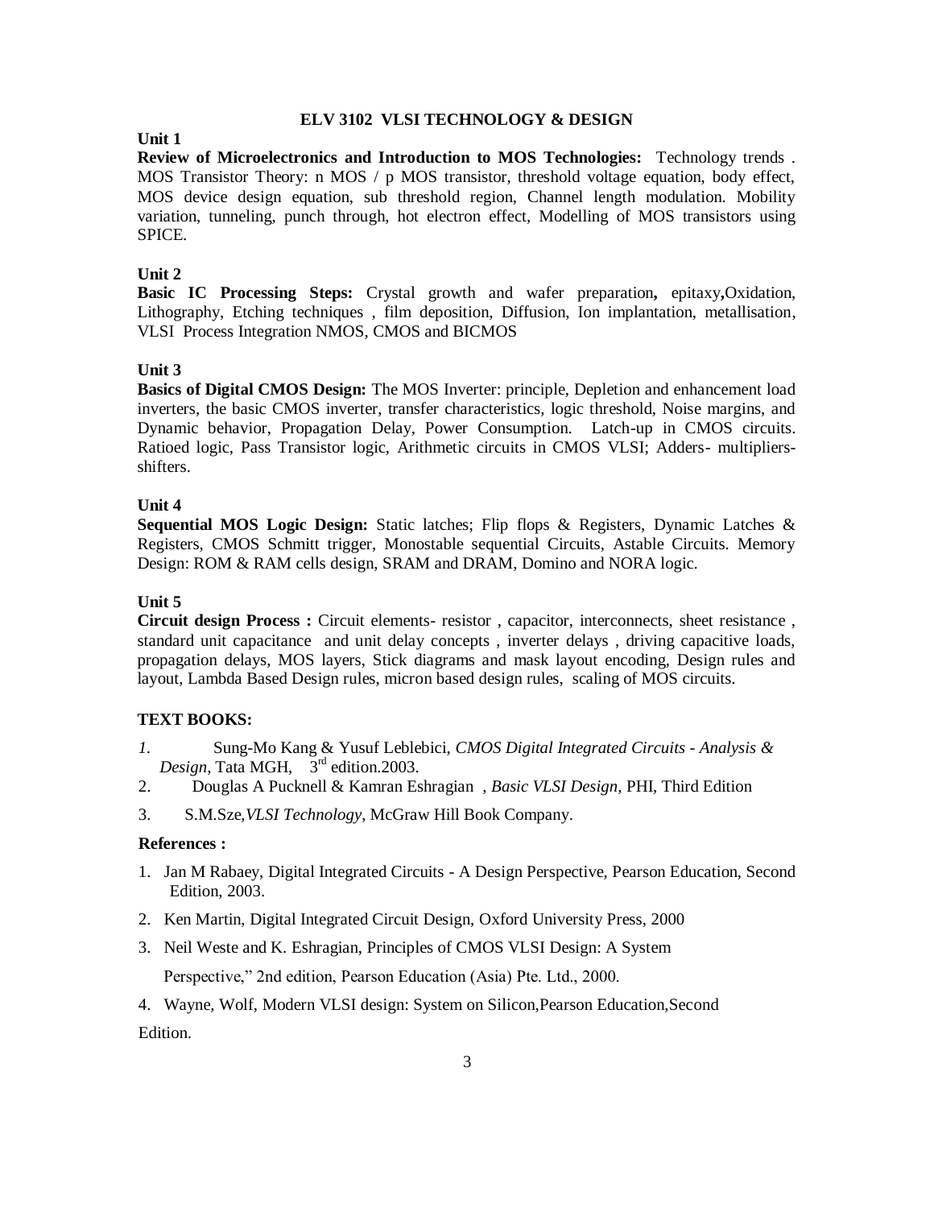## ELV 3102 VLSI TECHNOLOGY & DESIGN

### Unit 1

**Review of Microelectronics and Introduction to MOS Technologies:** Technology trends . MOS Transistor Theory: n MOS / p MOS transistor, threshold voltage equation, body effect, MOS device design equation, sub threshold region, Channel length modulation. Mobility variation, tunneling, punch through, hot electron effect, Modelling of MOS transistors using SPICE.

### Unit 2

**Basic IC Processing Steps:** Crystal growth and wafer preparation**,** epitaxy**,**Oxidation, Lithography, Etching techniques , film deposition, Diffusion, Ion implantation, metallisation, VLSI Process Integration NMOS, CMOS and BICMOS

### Unit 3

**Basics of Digital CMOS Design:** The MOS Inverter: principle, Depletion and enhancement load inverters, the basic CMOS inverter, transfer characteristics, logic threshold, Noise margins, and Dynamic behavior, Propagation Delay, Power Consumption. Latch-up in CMOS circuits. Ratioed logic, Pass Transistor logic, Arithmetic circuits in CMOS VLSI; Adders- multipliers-shifters.

### Unit 4

**Sequential MOS Logic Design:** Static latches; Flip flops & Registers, Dynamic Latches & Registers, CMOS Schmitt trigger, Monostable sequential Circuits, Astable Circuits. Memory Design: ROM & RAM cells design, SRAM and DRAM, Domino and NORA logic.

### Unit 5

**Circuit design Process :** Circuit elements- resistor , capacitor, interconnects, sheet resistance , standard unit capacitance and unit delay concepts , inverter delays , driving capacitive loads, propagation delays, MOS layers, Stick diagrams and mask layout encoding, Design rules and layout, Lambda Based Design rules, micron based design rules, scaling of MOS circuits.

### TEXT BOOKS:

1. Sung-Mo Kang & Yusuf Leblebici, *CMOS Digital Integrated Circuits - Analysis & Design*, Tata MGH, 3rd edition.2003.
2. Douglas A Pucknell & Kamran Eshragian , *Basic VLSI Design*, PHI, Third Edition
3. S.M.Sze,*VLSI Technology*, McGraw Hill Book Company.

### References :

1. Jan M Rabaey, Digital Integrated Circuits - A Design Perspective, Pearson Education, Second Edition, 2003.
2. Ken Martin, Digital Integrated Circuit Design, Oxford University Press, 2000
3. Neil Weste and K. Eshragian, Principles of CMOS VLSI Design: A System Perspective," 2nd edition, Pearson Education (Asia) Pte. Ltd., 2000.
4. Wayne, Wolf, Modern VLSI design: System on Silicon,Pearson Education,Second Edition.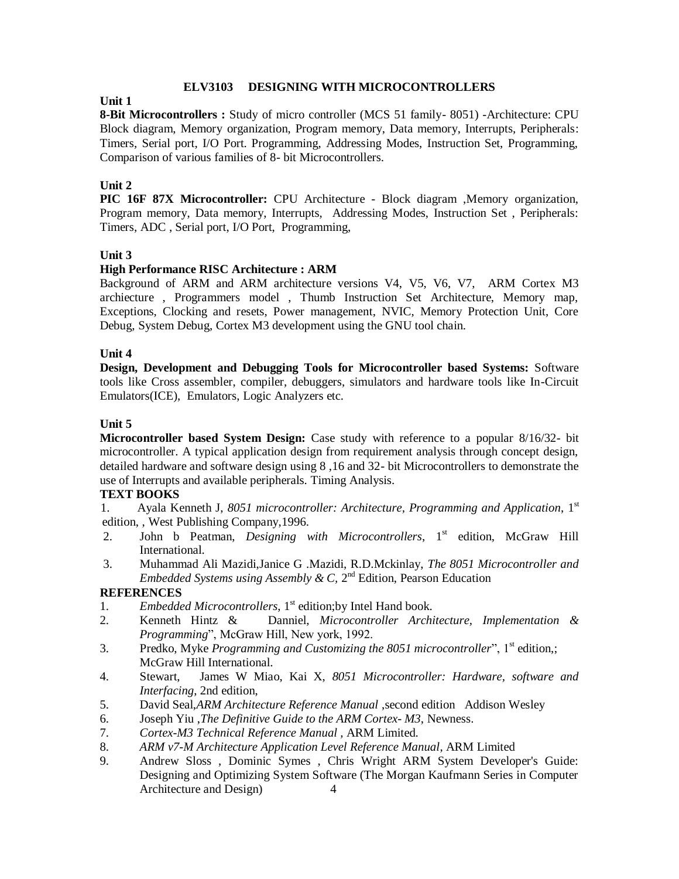# ELV3103 DESIGNING WITH MICROCONTROLLERS

### Unit 1

**8-Bit Microcontrollers :** Study of micro controller (MCS 51 family- 8051) -Architecture: CPU Block diagram, Memory organization, Program memory, Data memory, Interrupts, Peripherals: Timers, Serial port, I/O Port. Programming, Addressing Modes, Instruction Set, Programming, Comparison of various families of 8- bit Microcontrollers.

### Unit 2

**PIC 16F 87X Microcontroller:** CPU Architecture - Block diagram ,Memory organization, Program memory, Data memory, Interrupts, Addressing Modes, Instruction Set , Peripherals: Timers, ADC , Serial port, I/O Port, Programming,

### Unit 3

**High Performance RISC Architecture : ARM**

Background of ARM and ARM architecture versions V4, V5, V6, V7, ARM Cortex M3 archiecture , Programmers model , Thumb Instruction Set Architecture, Memory map, Exceptions, Clocking and resets, Power management, NVIC, Memory Protection Unit, Core Debug, System Debug, Cortex M3 development using the GNU tool chain.

### Unit 4

**Design, Development and Debugging Tools for Microcontroller based Systems:** Software tools like Cross assembler, compiler, debuggers, simulators and hardware tools like In-Circuit Emulators(ICE), Emulators, Logic Analyzers etc.

### Unit 5

**Microcontroller based System Design:** Case study with reference to a popular 8/16/32- bit microcontroller. A typical application design from requirement analysis through concept design, detailed hardware and software design using 8 ,16 and 32- bit Microcontrollers to demonstrate the use of Interrupts and available peripherals. Timing Analysis.

### TEXT BOOKS

1. Ayala Kenneth J, *8051 microcontroller: Architecture, Programming and Application*, 1st edition, , West Publishing Company,1996.
2. John b Peatman, *Designing with Microcontrollers*, 1st edition, McGraw Hill International.
3. Muhammad Ali Mazidi,Janice G .Mazidi, R.D.Mckinlay, *The 8051 Microcontroller and Embedded Systems using Assembly & C*, 2nd Edition, Pearson Education

### REFERENCES

1. *Embedded Microcontrollers*, 1st edition;by Intel Hand book.
2. Kenneth Hintz & Danniel, *Microcontroller Architecture, Implementation & Programming*", McGraw Hill, New york, 1992.
3. Predko, Myke *Programming and Customizing the 8051 microcontroller*", 1st edition,; McGraw Hill International.
4. Stewart, James W Miao, Kai X, *8051 Microcontroller: Hardware, software and Interfacing*, 2nd edition,
5. David Seal,*ARM Architecture Reference Manual* ,second edition Addison Wesley
6. Joseph Yiu ,*The Definitive Guide to the ARM Cortex- M3*, Newness.
7. *Cortex-M3 Technical Reference Manual* , ARM Limited.
8. *ARM v7-M Architecture Application Level Reference Manual*, ARM Limited
9. Andrew Sloss , Dominic Symes , Chris Wright ARM System Developer's Guide: Designing and Optimizing System Software (The Morgan Kaufmann Series in Computer Architecture and Design)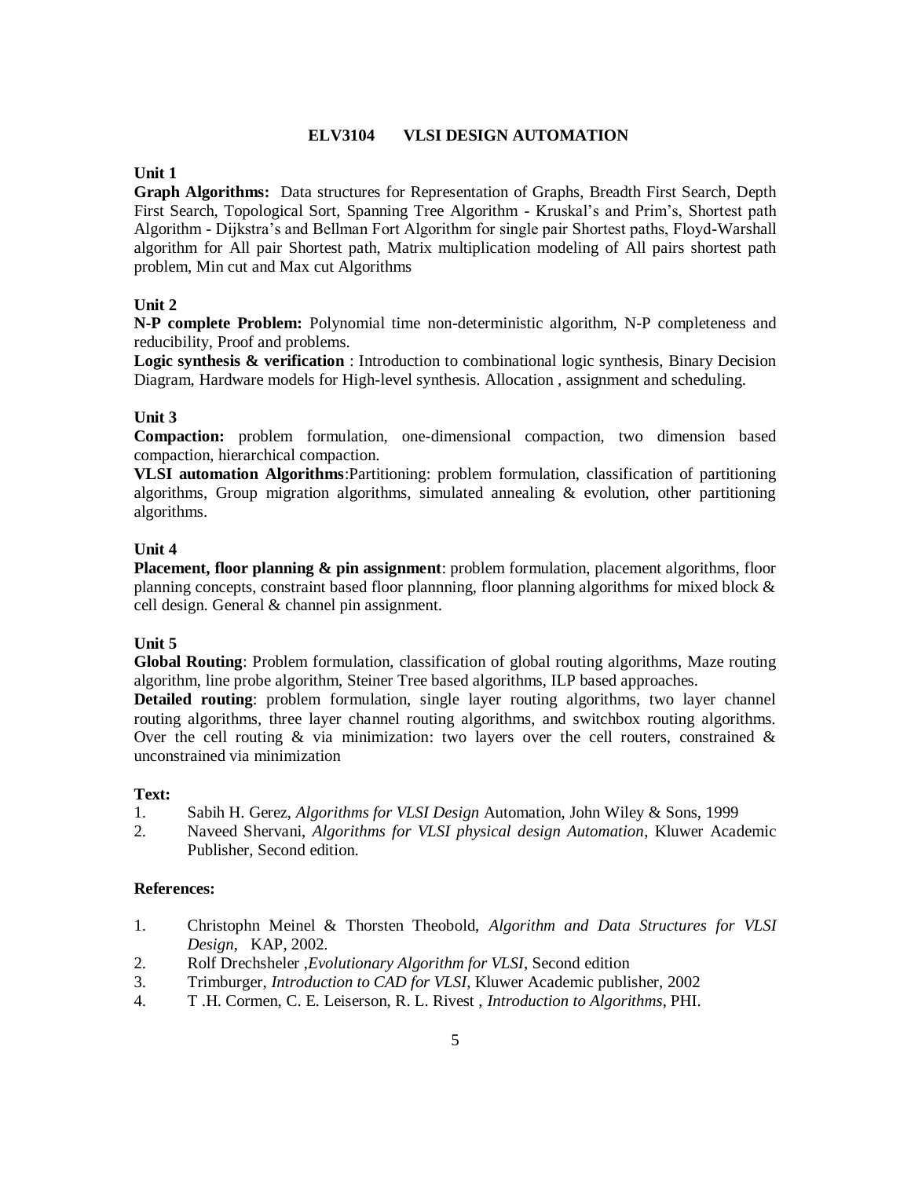## ELV3104 VLSI DESIGN AUTOMATION

**Unit 1**

**Graph Algorithms:** Data structures for Representation of Graphs, Breadth First Search, Depth First Search, Topological Sort, Spanning Tree Algorithm - Kruskal's and Prim's, Shortest path Algorithm - Dijkstra's and Bellman Fort Algorithm for single pair Shortest paths, Floyd-Warshall algorithm for All pair Shortest path, Matrix multiplication modeling of All pairs shortest path problem, Min cut and Max cut Algorithms

**Unit 2**

**N-P complete Problem:** Polynomial time non-deterministic algorithm, N-P completeness and reducibility, Proof and problems.

**Logic synthesis & verification** : Introduction to combinational logic synthesis, Binary Decision Diagram, Hardware models for High-level synthesis. Allocation , assignment and scheduling.

**Unit 3**

**Compaction:** problem formulation, one-dimensional compaction, two dimension based compaction, hierarchical compaction.

**VLSI automation Algorithms**:Partitioning: problem formulation, classification of partitioning algorithms, Group migration algorithms, simulated annealing & evolution, other partitioning algorithms.

**Unit 4**

**Placement, floor planning & pin assignment**: problem formulation, placement algorithms, floor planning concepts, constraint based floor plannning, floor planning algorithms for mixed block & cell design. General & channel pin assignment.

**Unit 5**

**Global Routing**: Problem formulation, classification of global routing algorithms, Maze routing algorithm, line probe algorithm, Steiner Tree based algorithms, ILP based approaches.

**Detailed routing**: problem formulation, single layer routing algorithms, two layer channel routing algorithms, three layer channel routing algorithms, and switchbox routing algorithms. Over the cell routing & via minimization: two layers over the cell routers, constrained & unconstrained via minimization

**Text:**

1. Sabih H. Gerez, *Algorithms for VLSI Design* Automation, John Wiley & Sons, 1999
2. Naveed Shervani, *Algorithms for VLSI physical design Automation*, Kluwer Academic Publisher, Second edition.

**References:**

1. Christophn Meinel & Thorsten Theobold, *Algorithm and Data Structures for VLSI Design*, KAP, 2002.
2. Rolf Drechsheler ,*Evolutionary Algorithm for VLSI*, Second edition
3. Trimburger, *Introduction to CAD for VLSI*, Kluwer Academic publisher, 2002
4. T .H. Cormen, C. E. Leiserson, R. L. Rivest , *Introduction to Algorithms*, PHI.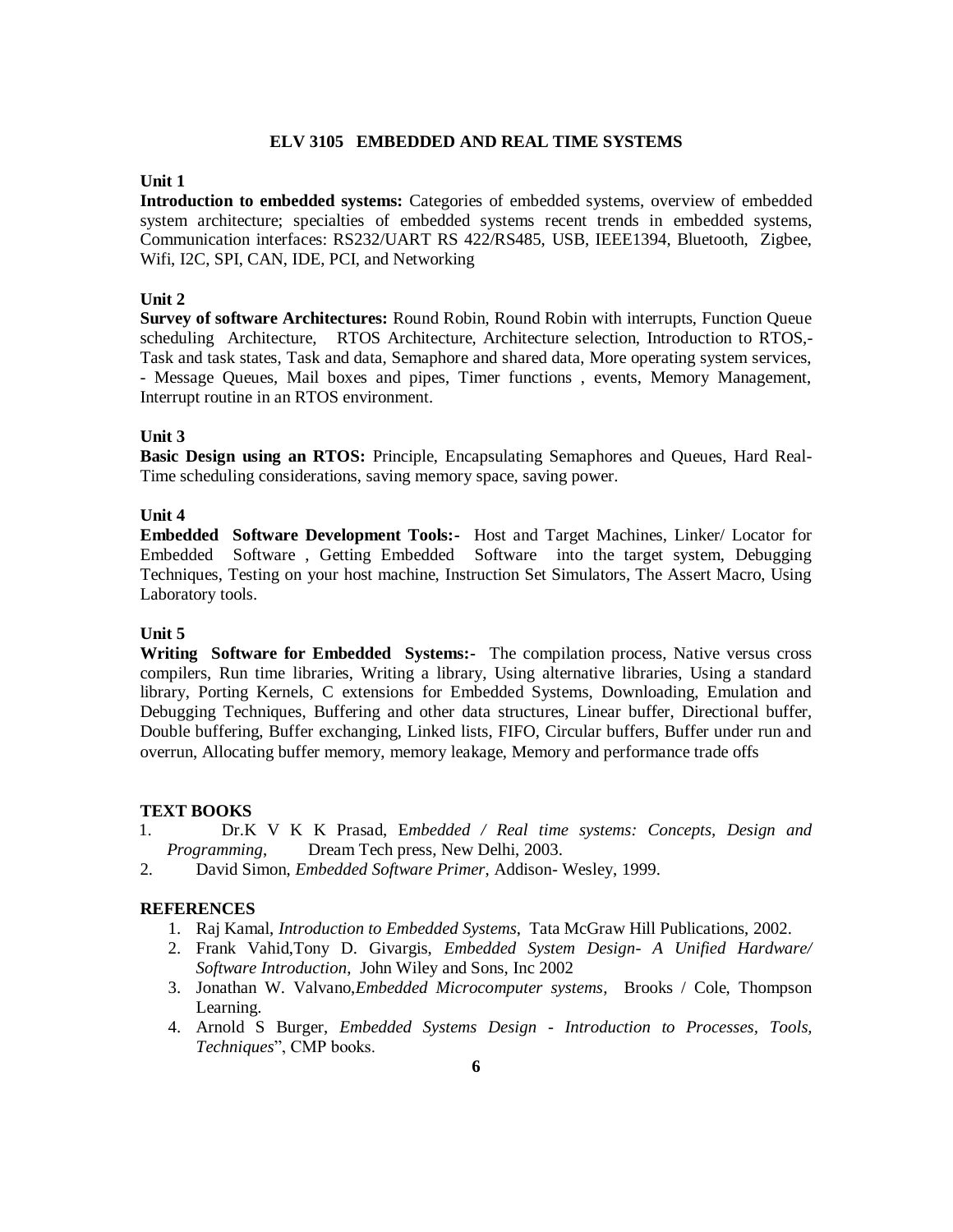## ELV 3105 EMBEDDED AND REAL TIME SYSTEMS

**Unit 1**

**Introduction to embedded systems:** Categories of embedded systems, overview of embedded system architecture; specialties of embedded systems recent trends in embedded systems, Communication interfaces: RS232/UART RS 422/RS485, USB, IEEE1394, Bluetooth, Zigbee, Wifi, I2C, SPI, CAN, IDE, PCI, and Networking

**Unit 2**

**Survey of software Architectures:** Round Robin, Round Robin with interrupts, Function Queue scheduling Architecture, RTOS Architecture, Architecture selection, Introduction to RTOS,- Task and task states, Task and data, Semaphore and shared data, More operating system services, - Message Queues, Mail boxes and pipes, Timer functions , events, Memory Management, Interrupt routine in an RTOS environment.

**Unit 3**

**Basic Design using an RTOS:** Principle, Encapsulating Semaphores and Queues, Hard Real-Time scheduling considerations, saving memory space, saving power.

**Unit 4**

**Embedded Software Development Tools:-** Host and Target Machines, Linker/ Locator for Embedded Software , Getting Embedded Software into the target system, Debugging Techniques, Testing on your host machine, Instruction Set Simulators, The Assert Macro, Using Laboratory tools.

**Unit 5**

**Writing Software for Embedded Systems:-** The compilation process, Native versus cross compilers, Run time libraries, Writing a library, Using alternative libraries, Using a standard library, Porting Kernels, C extensions for Embedded Systems, Downloading, Emulation and Debugging Techniques, Buffering and other data structures, Linear buffer, Directional buffer, Double buffering, Buffer exchanging, Linked lists, FIFO, Circular buffers, Buffer under run and overrun, Allocating buffer memory, memory leakage, Memory and performance trade offs

**TEXT BOOKS**

1. Dr.K V K K Prasad, E*mbedded / Real time systems: Concepts, Design and Programming*, Dream Tech press, New Delhi, 2003.
2. David Simon, *Embedded Software Primer*, Addison- Wesley, 1999.

**REFERENCES**

1. Raj Kamal, *Introduction to Embedded Systems*, Tata McGraw Hill Publications, 2002.
2. Frank Vahid,Tony D. Givargis, *Embedded System Design- A Unified Hardware/ Software Introduction*, John Wiley and Sons, Inc 2002
3. Jonathan W. Valvano,*Embedded Microcomputer systems*, Brooks / Cole, Thompson Learning.
4. Arnold S Burger, *Embedded Systems Design - Introduction to Processes, Tools, Techniques*", CMP books.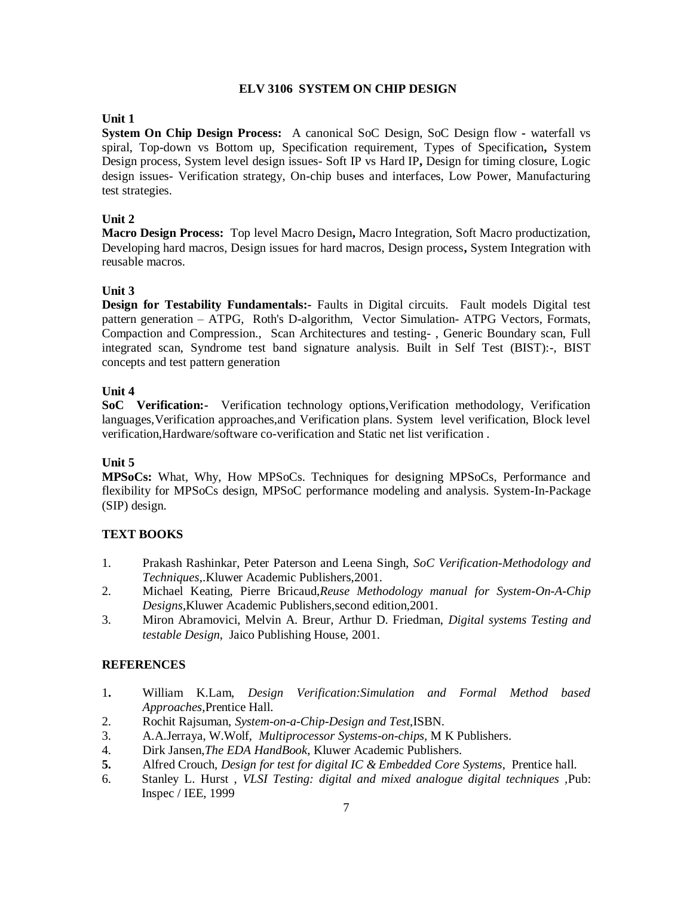# ELV 3106 SYSTEM ON CHIP DESIGN

**Unit 1**

**System On Chip Design Process:** A canonical SoC Design, SoC Design flow - waterfall vs spiral, Top-down vs Bottom up, Specification requirement, Types of Specification**,** System Design process, System level design issues- Soft IP vs Hard IP**,** Design for timing closure, Logic design issues- Verification strategy, On-chip buses and interfaces, Low Power, Manufacturing test strategies.

**Unit 2**

**Macro Design Process:** Top level Macro Design**,** Macro Integration, Soft Macro productization, Developing hard macros, Design issues for hard macros, Design process**,** System Integration with reusable macros.

**Unit 3**

**Design for Testability Fundamentals:-** Faults in Digital circuits. Fault models Digital test pattern generation – ATPG, Roth's D-algorithm, Vector Simulation- ATPG Vectors, Formats, Compaction and Compression., Scan Architectures and testing- , Generic Boundary scan, Full integrated scan, Syndrome test band signature analysis. Built in Self Test (BIST):-, BIST concepts and test pattern generation

**Unit 4**

**SoC Verification:-** Verification technology options,Verification methodology, Verification languages,Verification approaches,and Verification plans. System level verification, Block level verification,Hardware/software co-verification and Static net list verification .

**Unit 5**

**MPSoCs:** What, Why, How MPSoCs. Techniques for designing MPSoCs, Performance and flexibility for MPSoCs design, MPSoC performance modeling and analysis. System-In-Package (SIP) design.

## TEXT BOOKS

1. Prakash Rashinkar, Peter Paterson and Leena Singh, *SoC Verification-Methodology and Techniques*,.Kluwer Academic Publishers,2001.
2. Michael Keating, Pierre Bricaud,*Reuse Methodology manual for System-On-A-Chip Designs*,Kluwer Academic Publishers,second edition,2001.
3. Miron Abramovici, Melvin A. Breur, Arthur D. Friedman, *Digital systems Testing and testable Design*, Jaico Publishing House, 2001.

## REFERENCES

1. William K.Lam, *Design Verification:Simulation and Formal Method based Approaches*,Prentice Hall.
2. Rochit Rajsuman, *System-on-a-Chip-Design and Test*,ISBN.
3. A.A.Jerraya, W.Wolf, *Multiprocessor Systems-on-chips,* M K Publishers.
4. Dirk Jansen,*The EDA HandBook*, Kluwer Academic Publishers.
5. Alfred Crouch, *Design for test for digital IC & Embedded Core Systems*, Prentice hall.
6. Stanley L. Hurst , *VLSI Testing: digital and mixed analogue digital techniques* ,Pub: Inspec / IEE, 1999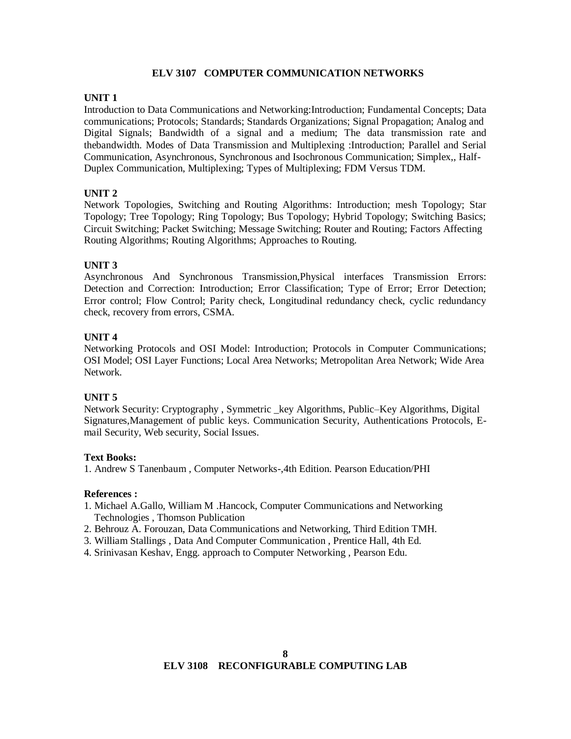## ELV 3107 COMPUTER COMMUNICATION NETWORKS

**UNIT 1**

Introduction to Data Communications and Networking:Introduction; Fundamental Concepts; Data communications; Protocols; Standards; Standards Organizations; Signal Propagation; Analog and Digital Signals; Bandwidth of a signal and a medium; The data transmission rate and thebandwidth. Modes of Data Transmission and Multiplexing :Introduction; Parallel and Serial Communication, Asynchronous, Synchronous and Isochronous Communication; Simplex,, Half-Duplex Communication, Multiplexing; Types of Multiplexing; FDM Versus TDM.

**UNIT 2**

Network Topologies, Switching and Routing Algorithms: Introduction; mesh Topology; Star Topology; Tree Topology; Ring Topology; Bus Topology; Hybrid Topology; Switching Basics; Circuit Switching; Packet Switching; Message Switching; Router and Routing; Factors Affecting Routing Algorithms; Routing Algorithms; Approaches to Routing.

**UNIT 3**

Asynchronous And Synchronous Transmission,Physical interfaces Transmission Errors: Detection and Correction: Introduction; Error Classification; Type of Error; Error Detection; Error control; Flow Control; Parity check, Longitudinal redundancy check, cyclic redundancy check, recovery from errors, CSMA.

**UNIT 4**

Networking Protocols and OSI Model: Introduction; Protocols in Computer Communications; OSI Model; OSI Layer Functions; Local Area Networks; Metropolitan Area Network; Wide Area Network.

**UNIT 5**

Network Security: Cryptography , Symmetric _key Algorithms, Public–Key Algorithms, Digital Signatures,Management of public keys. Communication Security, Authentications Protocols, E-mail Security, Web security, Social Issues.

**Text Books:**

1. Andrew S Tanenbaum , Computer Networks-,4th Edition. Pearson Education/PHI

**References :**

1. Michael A.Gallo, William M .Hancock, Computer Communications and Networking Technologies , Thomson Publication
2. Behrouz A. Forouzan, Data Communications and Networking, Third Edition TMH.
3. William Stallings , Data And Computer Communication , Prentice Hall, 4th Ed.
4. Srinivasan Keshav, Engg. approach to Computer Networking , Pearson Edu.

## ELV 3108 RECONFIGURABLE COMPUTING LAB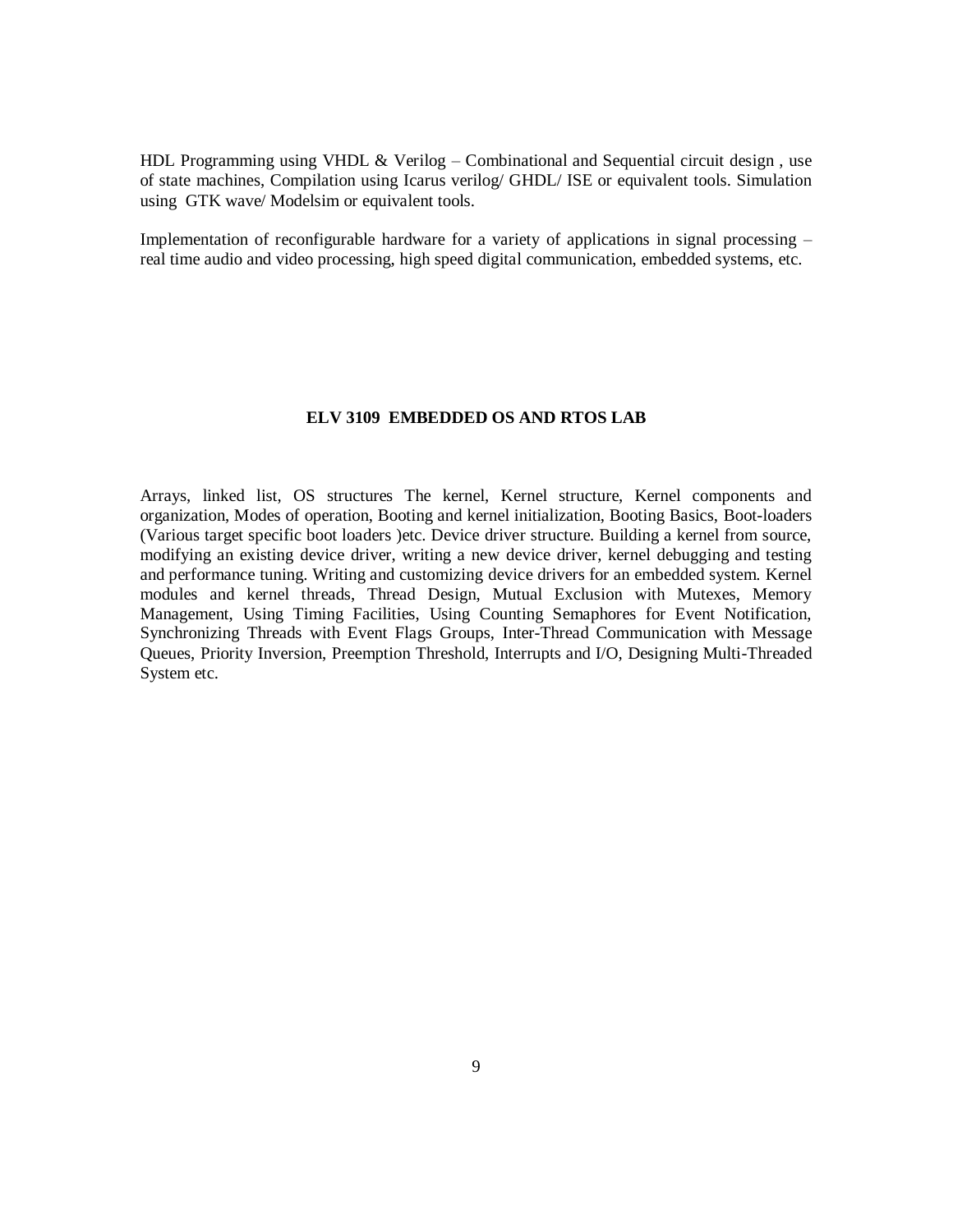HDL Programming using VHDL & Verilog – Combinational and Sequential circuit design , use of state machines, Compilation using Icarus verilog/ GHDL/ ISE or equivalent tools. Simulation using GTK wave/ Modelsim or equivalent tools.

Implementation of reconfigurable hardware for a variety of applications in signal processing – real time audio and video processing, high speed digital communication, embedded systems, etc.

### ELV 3109 EMBEDDED OS AND RTOS LAB

Arrays, linked list, OS structures The kernel, Kernel structure, Kernel components and organization, Modes of operation, Booting and kernel initialization, Booting Basics, Boot-loaders (Various target specific boot loaders )etc. Device driver structure. Building a kernel from source, modifying an existing device driver, writing a new device driver, kernel debugging and testing and performance tuning. Writing and customizing device drivers for an embedded system. Kernel modules and kernel threads, Thread Design, Mutual Exclusion with Mutexes, Memory Management, Using Timing Facilities, Using Counting Semaphores for Event Notification, Synchronizing Threads with Event Flags Groups, Inter-Thread Communication with Message Queues, Priority Inversion, Preemption Threshold, Interrupts and I/O, Designing Multi-Threaded System etc.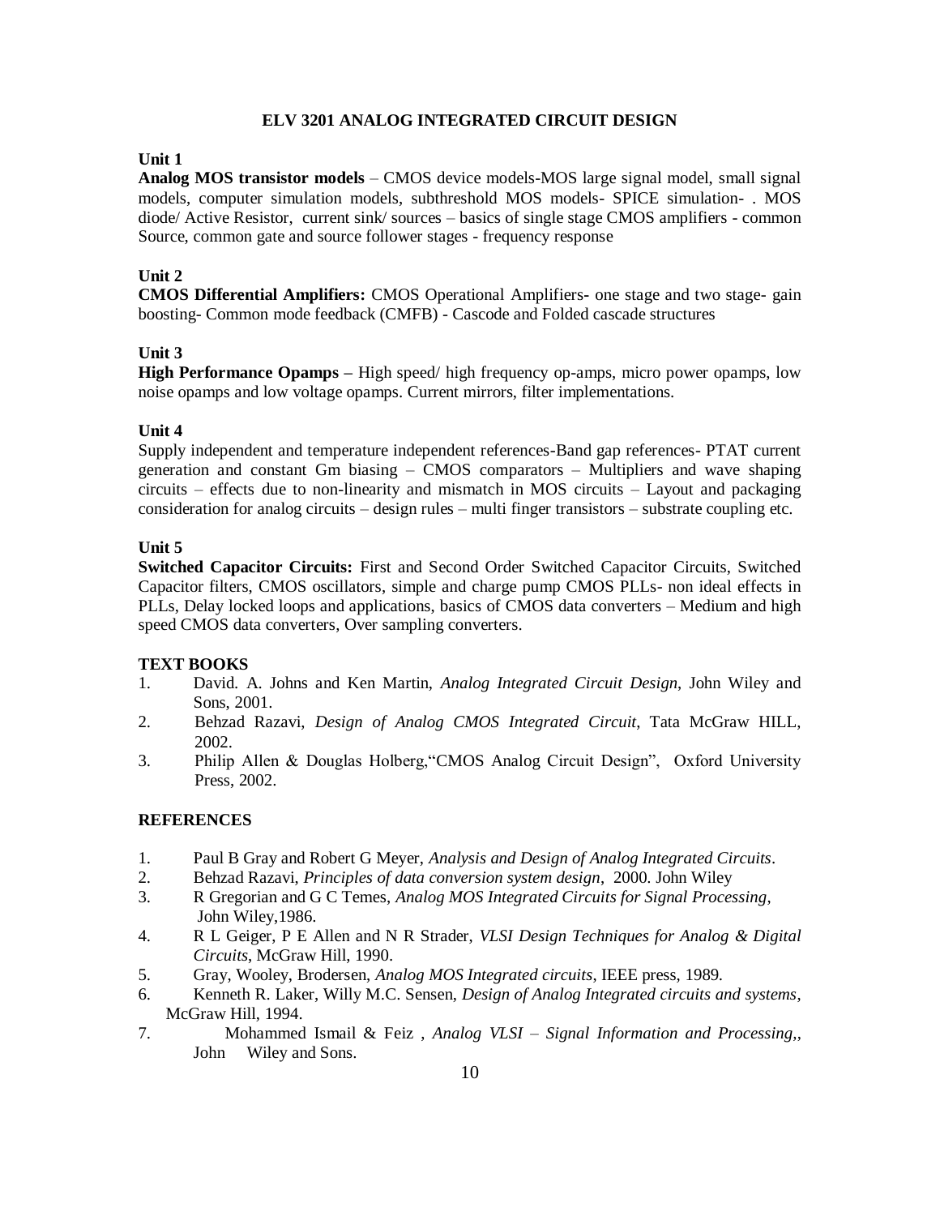# ELV 3201 ANALOG INTEGRATED CIRCUIT DESIGN

### Unit 1

**Analog MOS transistor models** – CMOS device models-MOS large signal model, small signal models, computer simulation models, subthreshold MOS models- SPICE simulation- . MOS diode/ Active Resistor, current sink/ sources – basics of single stage CMOS amplifiers - common Source, common gate and source follower stages - frequency response

### Unit 2

**CMOS Differential Amplifiers:** CMOS Operational Amplifiers- one stage and two stage- gain boosting- Common mode feedback (CMFB) - Cascode and Folded cascade structures

### Unit 3

**High Performance Opamps –** High speed/ high frequency op-amps, micro power opamps, low noise opamps and low voltage opamps. Current mirrors, filter implementations.

### Unit 4

Supply independent and temperature independent references-Band gap references- PTAT current generation and constant Gm biasing – CMOS comparators – Multipliers and wave shaping circuits – effects due to non-linearity and mismatch in MOS circuits – Layout and packaging consideration for analog circuits – design rules – multi finger transistors – substrate coupling etc.

### Unit 5

**Switched Capacitor Circuits:** First and Second Order Switched Capacitor Circuits, Switched Capacitor filters, CMOS oscillators, simple and charge pump CMOS PLLs- non ideal effects in PLLs, Delay locked loops and applications, basics of CMOS data converters – Medium and high speed CMOS data converters, Over sampling converters.

### TEXT BOOKS

1. David. A. Johns and Ken Martin, *Analog Integrated Circuit Design*, John Wiley and Sons, 2001.
2. Behzad Razavi, *Design of Analog CMOS Integrated Circuit*, Tata McGraw HILL, 2002.
3. Philip Allen & Douglas Holberg,"CMOS Analog Circuit Design", Oxford University Press, 2002.

### REFERENCES

1. Paul B Gray and Robert G Meyer, *Analysis and Design of Analog Integrated Circuits*.
2. Behzad Razavi, *Principles of data conversion system design*, 2000. John Wiley
3. R Gregorian and G C Temes, *Analog MOS Integrated Circuits for Signal Processing*, John Wiley,1986.
4. R L Geiger, P E Allen and N R Strader, *VLSI Design Techniques for Analog & Digital Circuits*, McGraw Hill, 1990.
5. Gray, Wooley, Brodersen, *Analog MOS Integrated circuits*, IEEE press, 1989.
6. Kenneth R. Laker, Willy M.C. Sensen, *Design of Analog Integrated circuits and systems*, McGraw Hill, 1994.
7. Mohammed Ismail & Feiz , *Analog VLSI – Signal Information and Processing*,, John Wiley and Sons.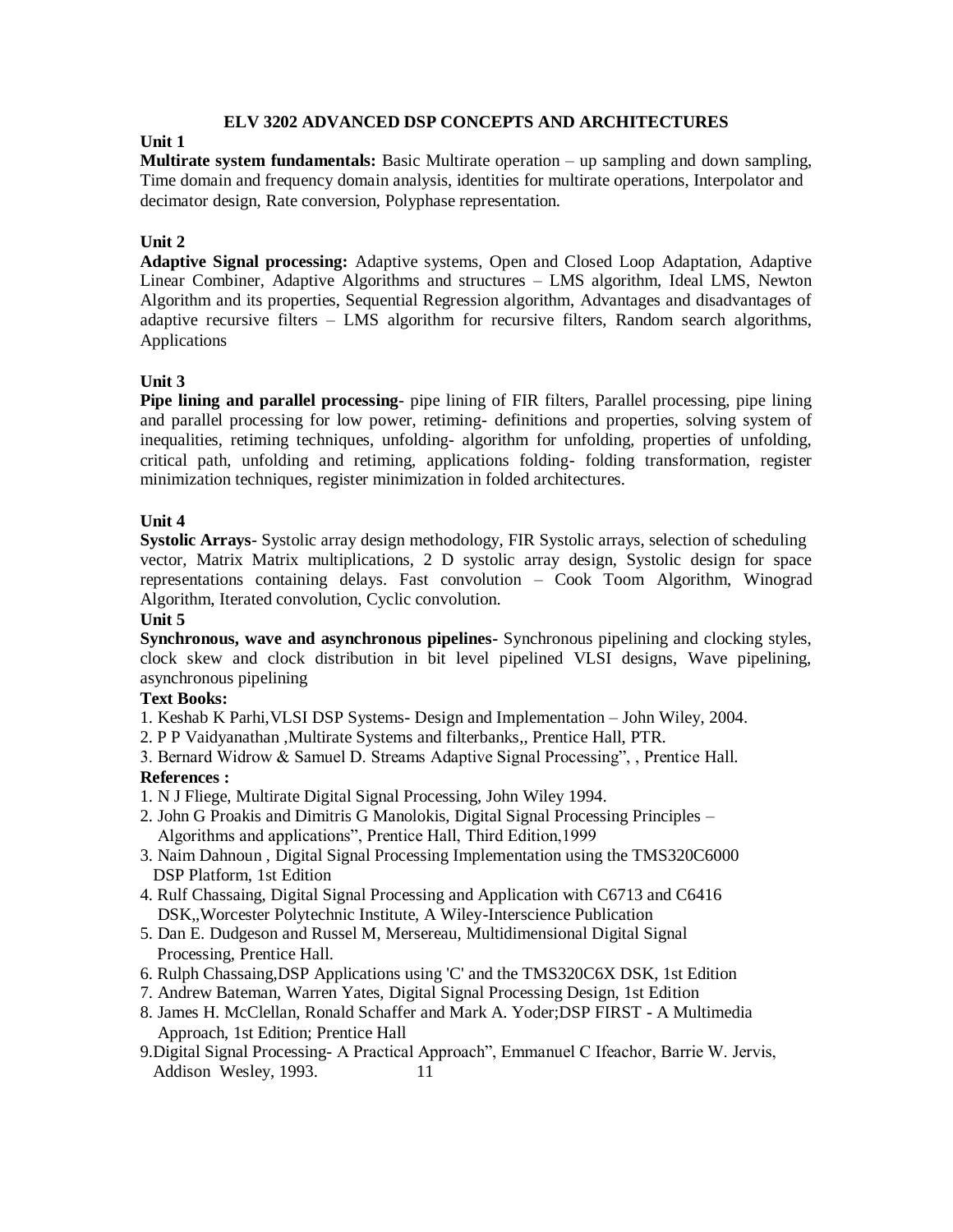## ELV 3202 ADVANCED DSP CONCEPTS AND ARCHITECTURES

### Unit 1

**Multirate system fundamentals:** Basic Multirate operation – up sampling and down sampling, Time domain and frequency domain analysis, identities for multirate operations, Interpolator and decimator design, Rate conversion, Polyphase representation.

### Unit 2

**Adaptive Signal processing:** Adaptive systems, Open and Closed Loop Adaptation, Adaptive Linear Combiner, Adaptive Algorithms and structures – LMS algorithm, Ideal LMS, Newton Algorithm and its properties, Sequential Regression algorithm, Advantages and disadvantages of adaptive recursive filters – LMS algorithm for recursive filters, Random search algorithms, Applications

### Unit 3

**Pipe lining and parallel processing**- pipe lining of FIR filters, Parallel processing, pipe lining and parallel processing for low power, retiming- definitions and properties, solving system of inequalities, retiming techniques, unfolding- algorithm for unfolding, properties of unfolding, critical path, unfolding and retiming, applications folding- folding transformation, register minimization techniques, register minimization in folded architectures.

### Unit 4

**Systolic Arrays**- Systolic array design methodology, FIR Systolic arrays, selection of scheduling vector, Matrix Matrix multiplications, 2 D systolic array design, Systolic design for space representations containing delays. Fast convolution – Cook Toom Algorithm, Winograd Algorithm, Iterated convolution, Cyclic convolution.

### Unit 5

**Synchronous, wave and asynchronous pipelines-** Synchronous pipelining and clocking styles, clock skew and clock distribution in bit level pipelined VLSI designs, Wave pipelining, asynchronous pipelining

**Text Books:**

1. Keshab K Parhi,VLSI DSP Systems- Design and Implementation – John Wiley, 2004.
2. P P Vaidyanathan ,Multirate Systems and filterbanks,, Prentice Hall, PTR.
3. Bernard Widrow & Samuel D. Streams Adaptive Signal Processing", , Prentice Hall.

**References :**

1. N J Fliege, Multirate Digital Signal Processing, John Wiley 1994.
2. John G Proakis and Dimitris G Manolokis, Digital Signal Processing Principles – Algorithms and applications", Prentice Hall, Third Edition,1999
3. Naim Dahnoun , Digital Signal Processing Implementation using the TMS320C6000 DSP Platform, 1st Edition
4. Rulf Chassaing, Digital Signal Processing and Application with C6713 and C6416 DSK,,Worcester Polytechnic Institute, A Wiley-Interscience Publication
5. Dan E. Dudgeson and Russel M, Mersereau, Multidimensional Digital Signal Processing, Prentice Hall.
6. Rulph Chassaing,DSP Applications using 'C' and the TMS320C6X DSK, 1st Edition
7. Andrew Bateman, Warren Yates, Digital Signal Processing Design, 1st Edition
8. James H. McClellan, Ronald Schaffer and Mark A. Yoder;DSP FIRST - A Multimedia Approach, 1st Edition; Prentice Hall
9. Digital Signal Processing- A Practical Approach", Emmanuel C Ifeachor, Barrie W. Jervis, Addison Wesley, 1993.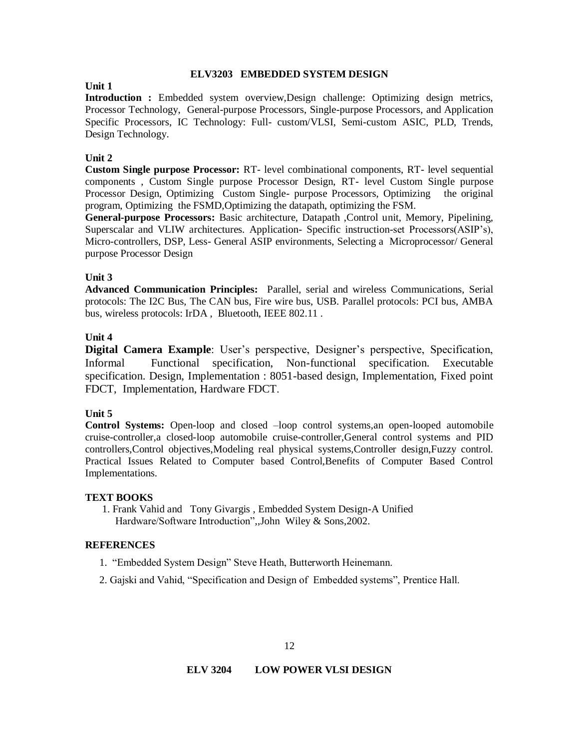## ELV3203 EMBEDDED SYSTEM DESIGN

**Unit 1**

**Introduction :** Embedded system overview,Design challenge: Optimizing design metrics, Processor Technology, General-purpose Processors, Single-purpose Processors, and Application Specific Processors, IC Technology: Full- custom/VLSI, Semi-custom ASIC, PLD, Trends, Design Technology.

**Unit 2**

**Custom Single purpose Processor:** RT- level combinational components, RT- level sequential components , Custom Single purpose Processor Design, RT- level Custom Single purpose Processor Design, Optimizing Custom Single- purpose Processors, Optimizing the original program, Optimizing the FSMD,Optimizing the datapath, optimizing the FSM.

**General-purpose Processors:** Basic architecture, Datapath ,Control unit, Memory, Pipelining, Superscalar and VLIW architectures. Application- Specific instruction-set Processors(ASIP's), Micro-controllers, DSP, Less- General ASIP environments, Selecting a Microprocessor/ General purpose Processor Design

**Unit 3**

**Advanced Communication Principles:** Parallel, serial and wireless Communications, Serial protocols: The I2C Bus, The CAN bus, Fire wire bus, USB. Parallel protocols: PCI bus, AMBA bus, wireless protocols: IrDA , Bluetooth, IEEE 802.11 .

**Unit 4**

**Digital Camera Example**: User's perspective, Designer's perspective, Specification, Informal Functional specification, Non-functional specification. Executable specification. Design, Implementation : 8051-based design, Implementation, Fixed point FDCT, Implementation, Hardware FDCT.

**Unit 5**

**Control Systems:** Open-loop and closed –loop control systems,an open-looped automobile cruise-controller,a closed-loop automobile cruise-controller,General control systems and PID controllers,Control objectives,Modeling real physical systems,Controller design,Fuzzy control. Practical Issues Related to Computer based Control,Benefits of Computer Based Control Implementations.

**TEXT BOOKS**

1. Frank Vahid and Tony Givargis , Embedded System Design-A Unified Hardware/Software Introduction",,John Wiley & Sons,2002.

**REFERENCES**

1. "Embedded System Design" Steve Heath, Butterworth Heinemann.
2. Gajski and Vahid, "Specification and Design of Embedded systems", Prentice Hall.

## ELV 3204 LOW POWER VLSI DESIGN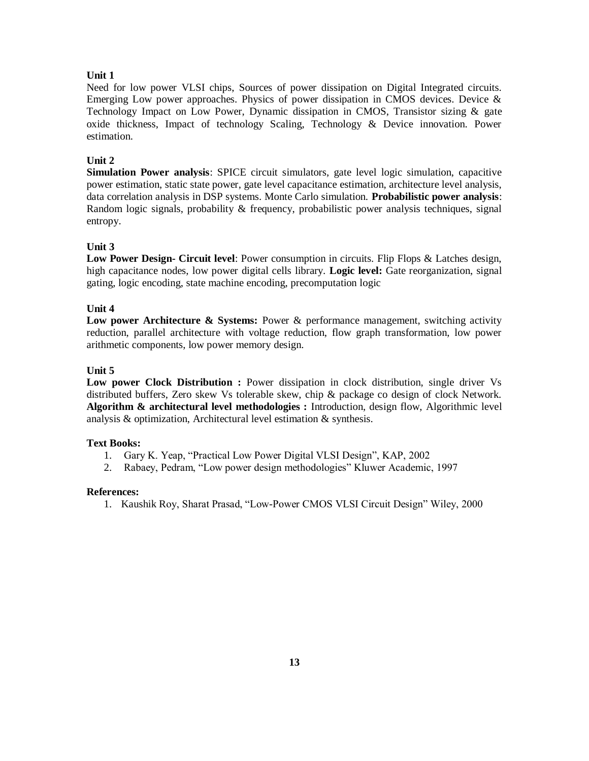**Unit 1**

Need for low power VLSI chips, Sources of power dissipation on Digital Integrated circuits. Emerging Low power approaches. Physics of power dissipation in CMOS devices. Device & Technology Impact on Low Power, Dynamic dissipation in CMOS, Transistor sizing & gate oxide thickness, Impact of technology Scaling, Technology & Device innovation. Power estimation.

**Unit 2**

**Simulation Power analysis**: SPICE circuit simulators, gate level logic simulation, capacitive power estimation, static state power, gate level capacitance estimation, architecture level analysis, data correlation analysis in DSP systems. Monte Carlo simulation. **Probabilistic power analysis**: Random logic signals, probability & frequency, probabilistic power analysis techniques, signal entropy.

**Unit 3**

**Low Power Design- Circuit level**: Power consumption in circuits. Flip Flops & Latches design, high capacitance nodes, low power digital cells library. **Logic level:** Gate reorganization, signal gating, logic encoding, state machine encoding, precomputation logic

**Unit 4**

**Low power Architecture & Systems:** Power & performance management, switching activity reduction, parallel architecture with voltage reduction, flow graph transformation, low power arithmetic components, low power memory design.

**Unit 5**

**Low power Clock Distribution :** Power dissipation in clock distribution, single driver Vs distributed buffers, Zero skew Vs tolerable skew, chip & package co design of clock Network. **Algorithm & architectural level methodologies :** Introduction, design flow, Algorithmic level analysis & optimization, Architectural level estimation & synthesis.

**Text Books:**

1. Gary K. Yeap, "Practical Low Power Digital VLSI Design", KAP, 2002
2. Rabaey, Pedram, "Low power design methodologies" Kluwer Academic, 1997

**References:**

1. Kaushik Roy, Sharat Prasad, "Low-Power CMOS VLSI Circuit Design" Wiley, 2000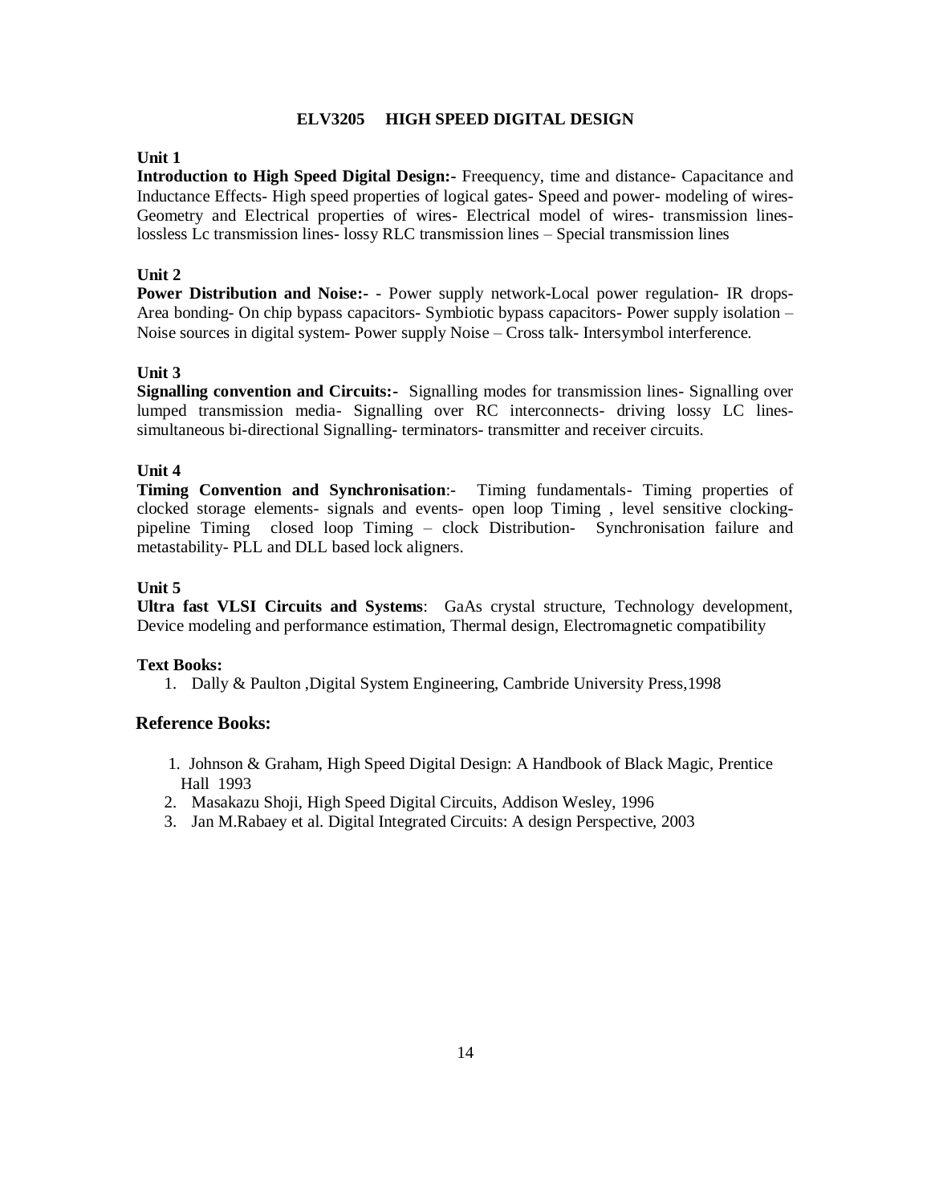## ELV3205 HIGH SPEED DIGITAL DESIGN

### Unit 1

**Introduction to High Speed Digital Design:-** Freequency, time and distance- Capacitance and Inductance Effects- High speed properties of logical gates- Speed and power- modeling of wires- Geometry and Electrical properties of wires- Electrical model of wires- transmission lines- lossless Lc transmission lines- lossy RLC transmission lines – Special transmission lines

### Unit 2

**Power Distribution and Noise:-** - Power supply network-Local power regulation- IR drops- Area bonding- On chip bypass capacitors- Symbiotic bypass capacitors- Power supply isolation – Noise sources in digital system- Power supply Noise – Cross talk- Intersymbol interference.

### Unit 3

**Signalling convention and Circuits:-** Signalling modes for transmission lines- Signalling over lumped transmission media- Signalling over RC interconnects- driving lossy LC lines- simultaneous bi-directional Signalling- terminators- transmitter and receiver circuits.

### Unit 4

**Timing Convention and Synchronisation**:- Timing fundamentals- Timing properties of clocked storage elements- signals and events- open loop Timing , level sensitive clocking- pipeline Timing closed loop Timing – clock Distribution- Synchronisation failure and metastability- PLL and DLL based lock aligners.

### Unit 5

**Ultra fast VLSI Circuits and Systems**: GaAs crystal structure, Technology development, Device modeling and performance estimation, Thermal design, Electromagnetic compatibility

**Text Books:**

1. Dally & Paulton ,Digital System Engineering, Cambride University Press,1998

### Reference Books:

1. Johnson & Graham, High Speed Digital Design: A Handbook of Black Magic, Prentice Hall 1993
2. Masakazu Shoji, High Speed Digital Circuits, Addison Wesley, 1996
3. Jan M.Rabaey et al. Digital Integrated Circuits: A design Perspective, 2003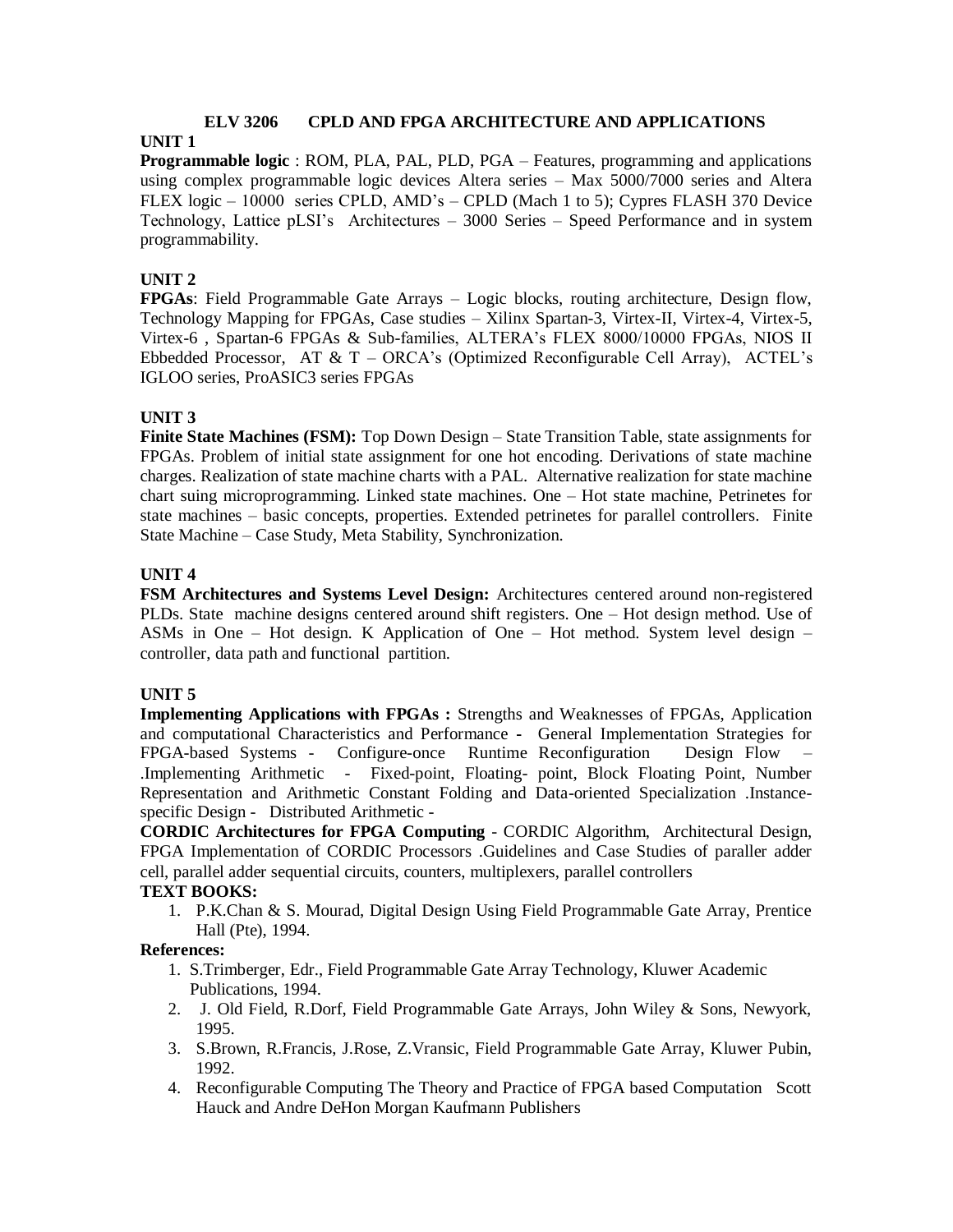## ELV 3206 CPLD AND FPGA ARCHITECTURE AND APPLICATIONS

### UNIT 1

**Programmable logic** : ROM, PLA, PAL, PLD, PGA – Features, programming and applications using complex programmable logic devices Altera series – Max 5000/7000 series and Altera FLEX logic – 10000 series CPLD, AMD's – CPLD (Mach 1 to 5); Cypres FLASH 370 Device Technology, Lattice pLSI's Architectures – 3000 Series – Speed Performance and in system programmability.

### UNIT 2

**FPGAs**: Field Programmable Gate Arrays – Logic blocks, routing architecture, Design flow, Technology Mapping for FPGAs, Case studies – Xilinx Spartan-3, Virtex-II, Virtex-4, Virtex-5, Virtex-6 , Spartan-6 FPGAs & Sub-families, ALTERA's FLEX 8000/10000 FPGAs, NIOS II Ebbedded Processor, AT & T – ORCA's (Optimized Reconfigurable Cell Array), ACTEL's IGLOO series, ProASIC3 series FPGAs

### UNIT 3

**Finite State Machines (FSM):** Top Down Design – State Transition Table, state assignments for FPGAs. Problem of initial state assignment for one hot encoding. Derivations of state machine charges. Realization of state machine charts with a PAL. Alternative realization for state machine chart suing microprogramming. Linked state machines. One – Hot state machine, Petrinetes for state machines – basic concepts, properties. Extended petrinetes for parallel controllers. Finite State Machine – Case Study, Meta Stability, Synchronization.

### UNIT 4

**FSM Architectures and Systems Level Design:** Architectures centered around non-registered PLDs. State machine designs centered around shift registers. One – Hot design method. Use of ASMs in One – Hot design. K Application of One – Hot method. System level design – controller, data path and functional partition.

### UNIT 5

**Implementing Applications with FPGAs :** Strengths and Weaknesses of FPGAs, Application and computational Characteristics and Performance - General Implementation Strategies for FPGA-based Systems - Configure-once Runtime Reconfiguration Design Flow – .Implementing Arithmetic - Fixed-point, Floating- point, Block Floating Point, Number Representation and Arithmetic Constant Folding and Data-oriented Specialization .Instance-specific Design - Distributed Arithmetic -

**CORDIC Architectures for FPGA Computing** - CORDIC Algorithm, Architectural Design, FPGA Implementation of CORDIC Processors .Guidelines and Case Studies of paraller adder cell, parallel adder sequential circuits, counters, multiplexers, parallel controllers

**TEXT BOOKS:**

1. P.K.Chan & S. Mourad, Digital Design Using Field Programmable Gate Array, Prentice Hall (Pte), 1994.

**References:**

1. S.Trimberger, Edr., Field Programmable Gate Array Technology, Kluwer Academic Publications, 1994.
2. J. Old Field, R.Dorf, Field Programmable Gate Arrays, John Wiley & Sons, Newyork, 1995.
3. S.Brown, R.Francis, J.Rose, Z.Vransic, Field Programmable Gate Array, Kluwer Pubin, 1992.
4. Reconfigurable Computing The Theory and Practice of FPGA based Computation Scott Hauck and Andre DeHon Morgan Kaufmann Publishers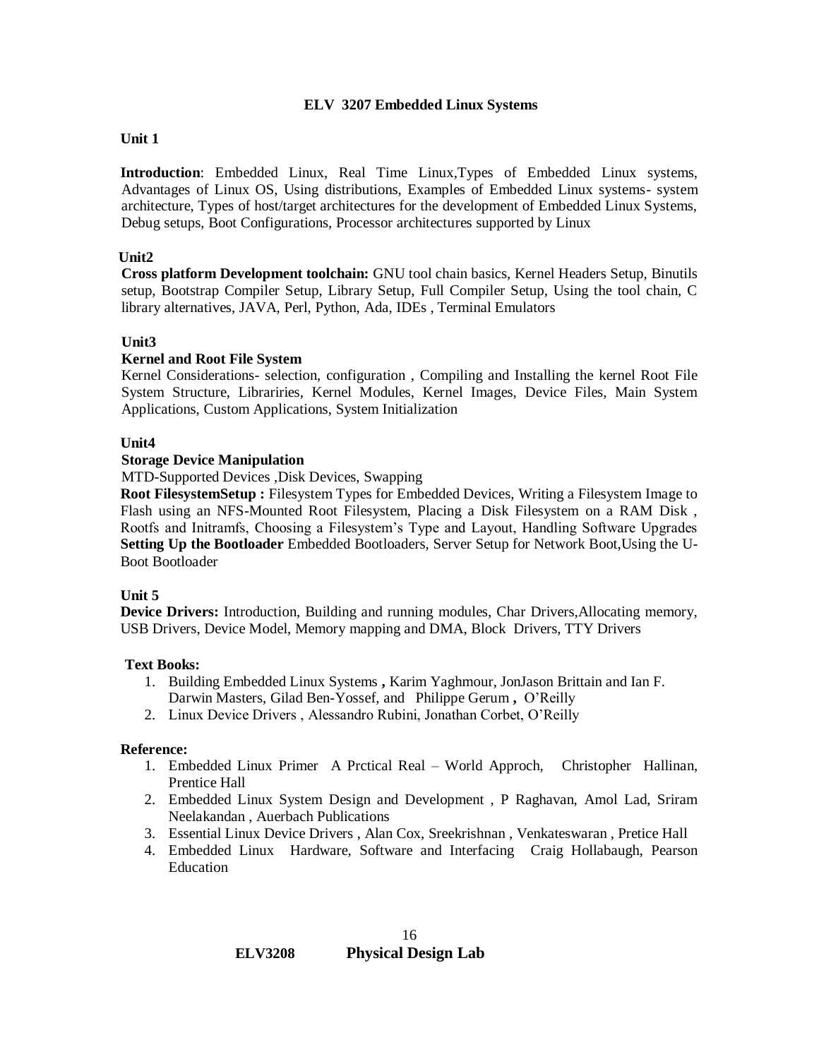## ELV 3207 Embedded Linux Systems

### Unit 1

**Introduction**: Embedded Linux, Real Time Linux,Types of Embedded Linux systems, Advantages of Linux OS, Using distributions, Examples of Embedded Linux systems- system architecture, Types of host/target architectures for the development of Embedded Linux Systems, Debug setups, Boot Configurations, Processor architectures supported by Linux

### Unit2

**Cross platform Development toolchain:** GNU tool chain basics, Kernel Headers Setup, Binutils setup, Bootstrap Compiler Setup, Library Setup, Full Compiler Setup, Using the tool chain, C library alternatives, JAVA, Perl, Python, Ada, IDEs , Terminal Emulators

### Unit3

**Kernel and Root File System**

Kernel Considerations- selection, configuration , Compiling and Installing the kernel Root File System Structure, Librariries, Kernel Modules, Kernel Images, Device Files, Main System Applications, Custom Applications, System Initialization

### Unit4

**Storage Device Manipulation**

MTD-Supported Devices ,Disk Devices, Swapping

**Root FilesystemSetup :** Filesystem Types for Embedded Devices, Writing a Filesystem Image to Flash using an NFS-Mounted Root Filesystem, Placing a Disk Filesystem on a RAM Disk , Rootfs and Initramfs, Choosing a Filesystem's Type and Layout, Handling Software Upgrades **Setting Up the Bootloader** Embedded Bootloaders, Server Setup for Network Boot,Using the U-Boot Bootloader

### Unit 5

**Device Drivers:** Introduction, Building and running modules, Char Drivers,Allocating memory, USB Drivers, Device Model, Memory mapping and DMA, Block Drivers, TTY Drivers

**Text Books:**

1. Building Embedded Linux Systems **,** Karim Yaghmour, JonJason Brittain and Ian F. Darwin Masters, Gilad Ben-Yossef, and Philippe Gerum **,** O'Reilly
2. Linux Device Drivers , Alessandro Rubini, Jonathan Corbet, O'Reilly

**Reference:**

1. Embedded Linux Primer A Prctical Real – World Approch, Christopher Hallinan, Prentice Hall
2. Embedded Linux System Design and Development , P Raghavan, Amol Lad, Sriram Neelakandan , Auerbach Publications
3. Essential Linux Device Drivers , Alan Cox, Sreekrishnan , Venkateswaran , Pretice Hall
4. Embedded Linux Hardware, Software and Interfacing Craig Hollabaugh, Pearson Education

## ELV3208 Physical Design Lab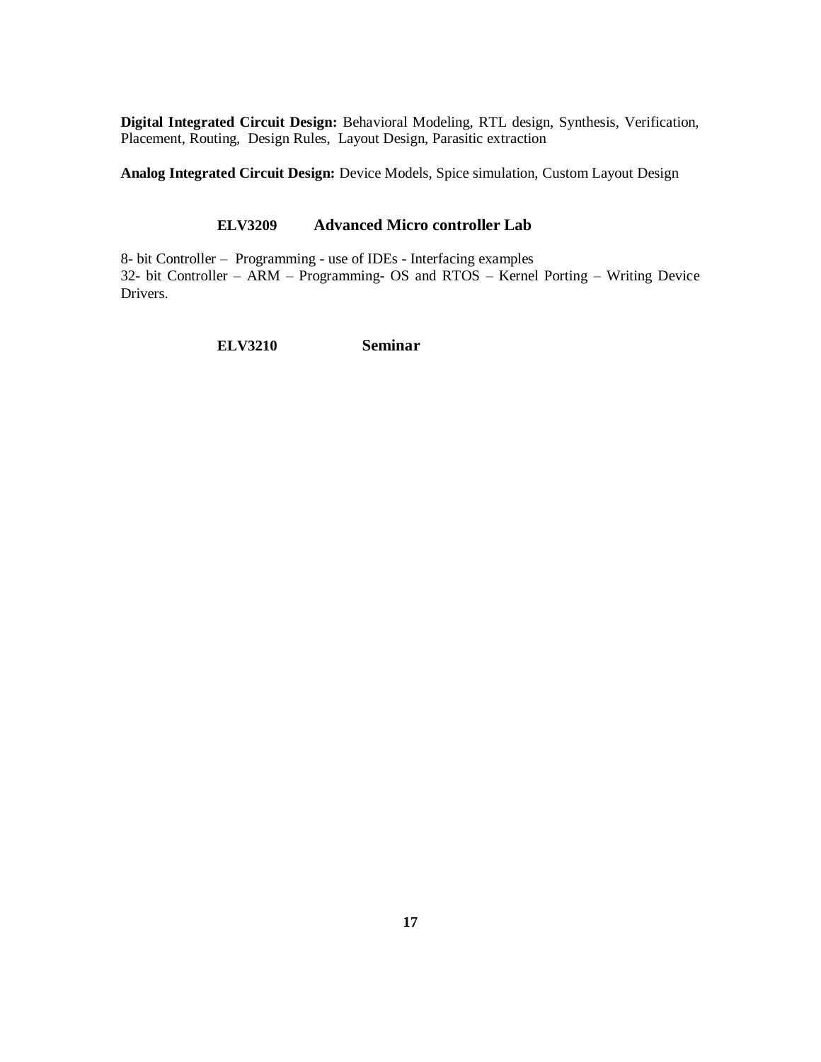**Digital Integrated Circuit Design:** Behavioral Modeling, RTL design, Synthesis, Verification, Placement, Routing, Design Rules, Layout Design, Parasitic extraction

**Analog Integrated Circuit Design:** Device Models, Spice simulation, Custom Layout Design

### ELV3209 Advanced Micro controller Lab

8- bit Controller – Programming - use of IDEs - Interfacing examples
32- bit Controller – ARM – Programming- OS and RTOS – Kernel Porting – Writing Device Drivers.

### ELV3210 Seminar